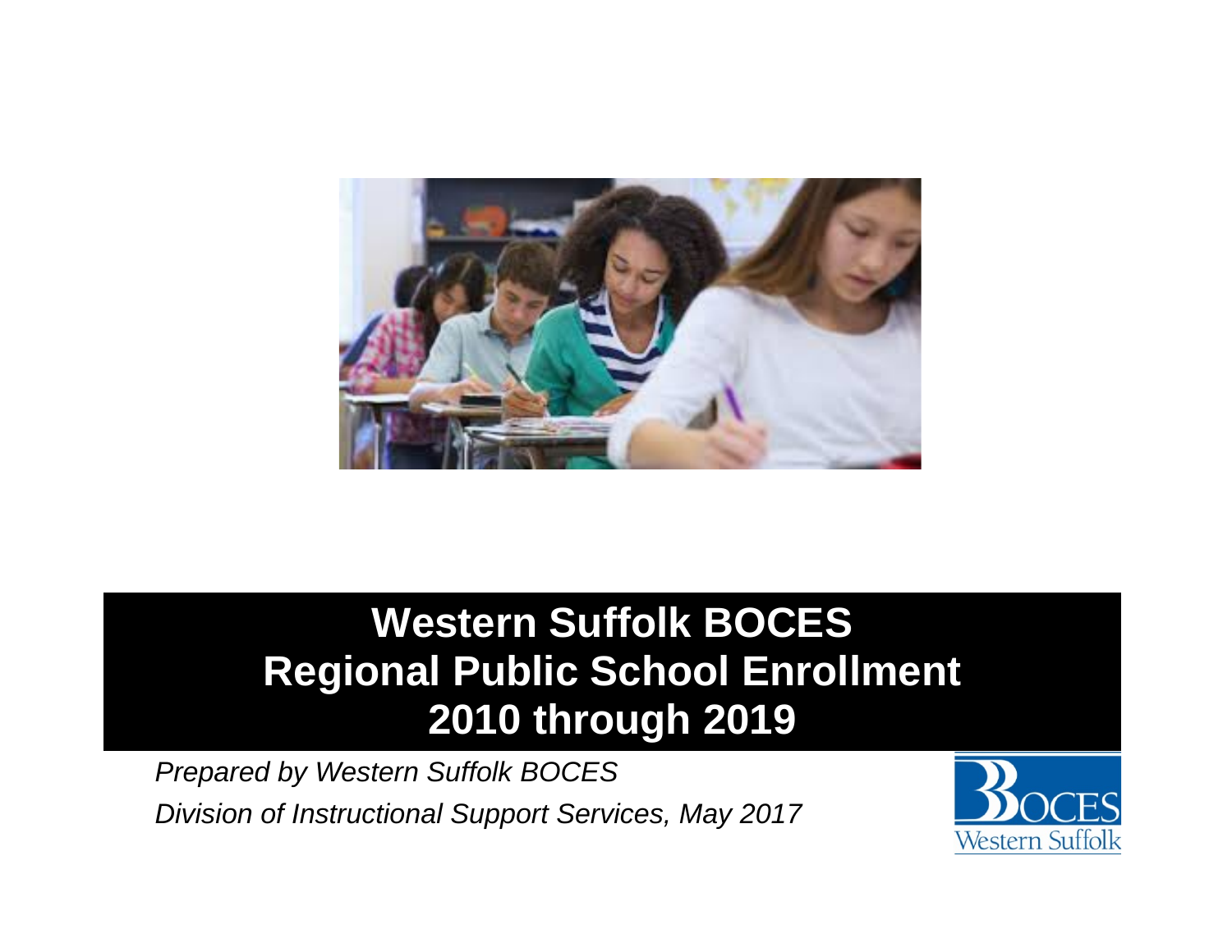# Western Suffolk BOCES
# Regional Public School Enrollment
# 2010 through 2019

*Prepared by Western Suffolk BOCES*

*Division of Instructional Support Services, May 2017*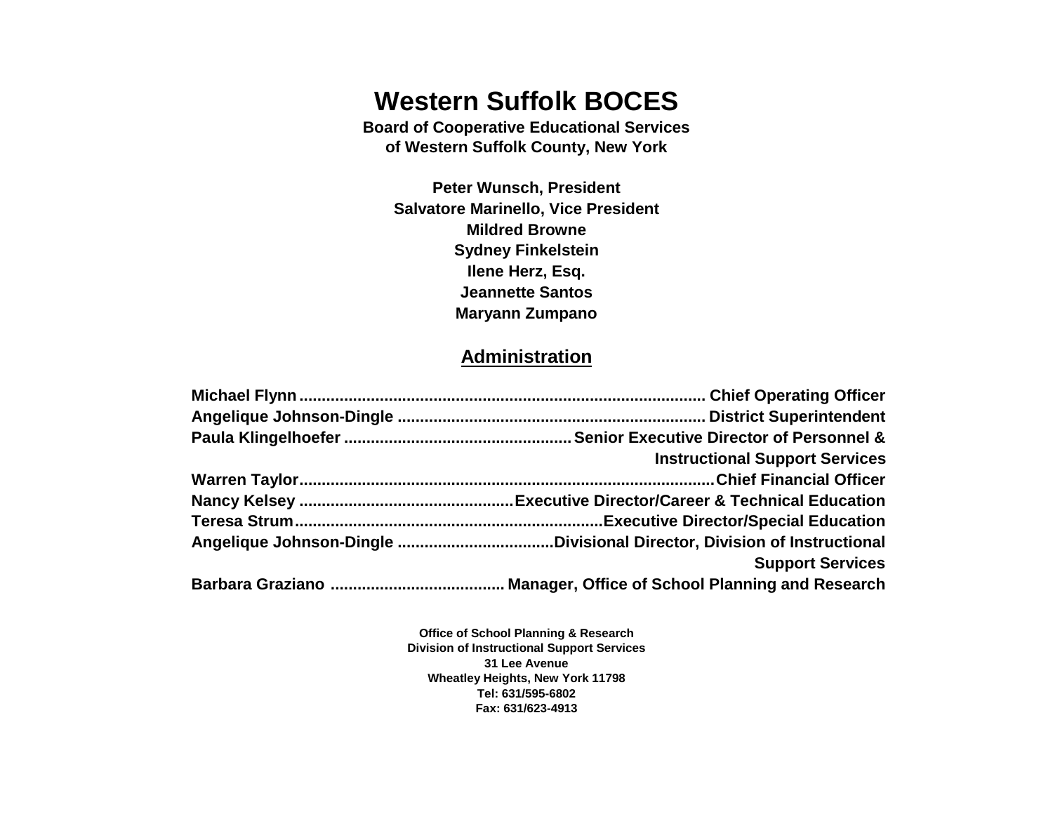# Western Suffolk BOCES

**Board of Cooperative Educational Services**
**of Western Suffolk County, New York**

**Peter Wunsch, President**
**Salvatore Marinello, Vice President**
**Mildred Browne**
**Sydney Finkelstein**
**Ilene Herz, Esq.**
**Jeannette Santos**
**Maryann Zumpano**

## Administration

**Michael Flynn** .......... **Chief Operating Officer**
**Angelique Johnson-Dingle** .......... **District Superintendent**
**Paula Klingelhoefer** .......... **Senior Executive Director of Personnel & Instructional Support Services**
**Warren Taylor** .......... **Chief Financial Officer**
**Nancy Kelsey** .......... **Executive Director/Career & Technical Education**
**Teresa Strum** .......... **Executive Director/Special Education**
**Angelique Johnson-Dingle** .......... **Divisional Director, Division of Instructional Support Services**
**Barbara Graziano** .......... **Manager, Office of School Planning and Research**

**Office of School Planning & Research**
**Division of Instructional Support Services**
**31 Lee Avenue**
**Wheatley Heights, New York 11798**
**Tel: 631/595-6802**
**Fax: 631/623-4913**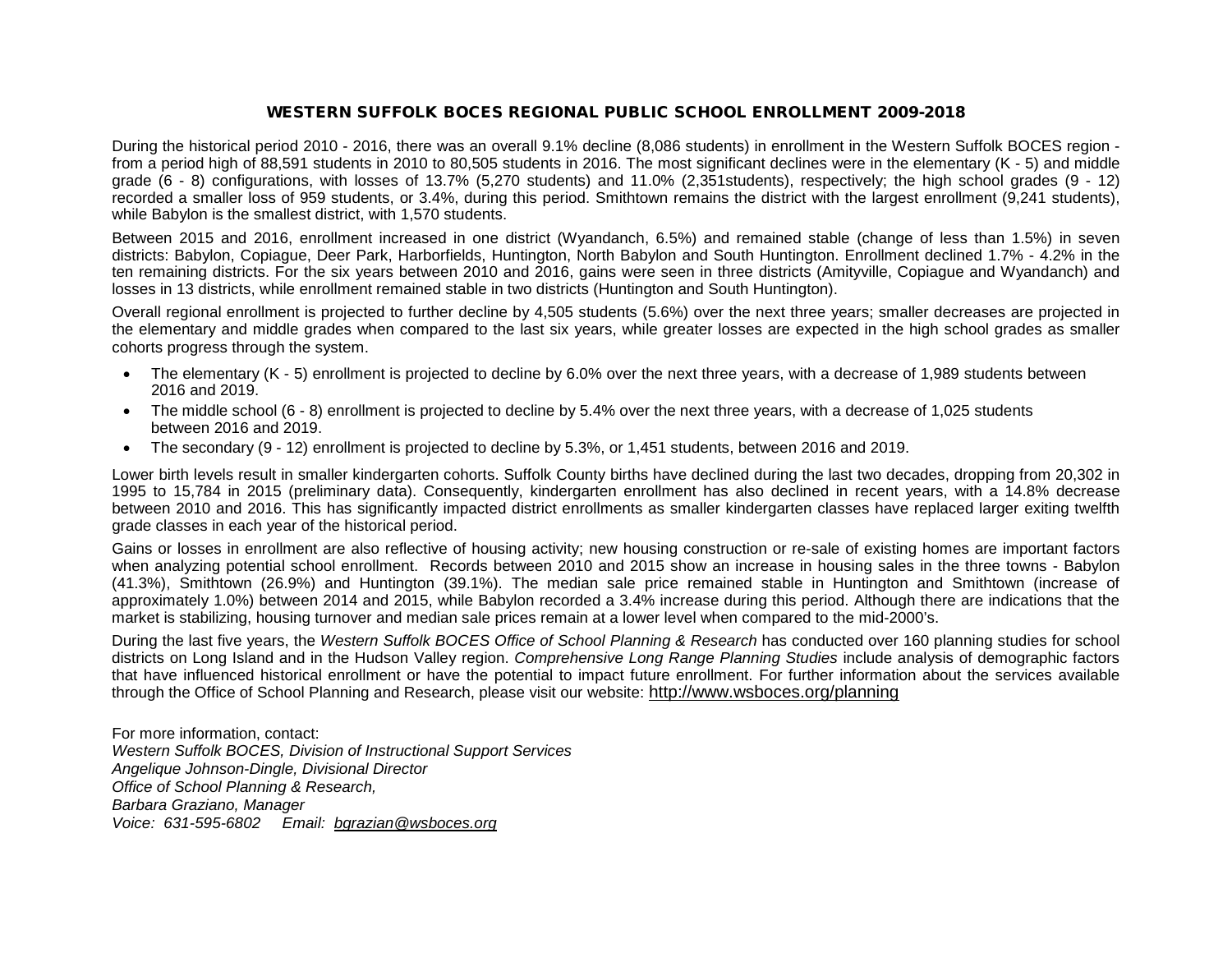# WESTERN SUFFOLK BOCES REGIONAL PUBLIC SCHOOL ENROLLMENT 2009-2018

During the historical period 2010 - 2016, there was an overall 9.1% decline (8,086 students) in enrollment in the Western Suffolk BOCES region - from a period high of 88,591 students in 2010 to 80,505 students in 2016. The most significant declines were in the elementary (K - 5) and middle grade (6 - 8) configurations, with losses of 13.7% (5,270 students) and 11.0% (2,351students), respectively; the high school grades (9 - 12) recorded a smaller loss of 959 students, or 3.4%, during this period. Smithtown remains the district with the largest enrollment (9,241 students), while Babylon is the smallest district, with 1,570 students.

Between 2015 and 2016, enrollment increased in one district (Wyandanch, 6.5%) and remained stable (change of less than 1.5%) in seven districts: Babylon, Copiague, Deer Park, Harborfields, Huntington, North Babylon and South Huntington. Enrollment declined 1.7% - 4.2% in the ten remaining districts. For the six years between 2010 and 2016, gains were seen in three districts (Amityville, Copiague and Wyandanch) and losses in 13 districts, while enrollment remained stable in two districts (Huntington and South Huntington).

Overall regional enrollment is projected to further decline by 4,505 students (5.6%) over the next three years; smaller decreases are projected in the elementary and middle grades when compared to the last six years, while greater losses are expected in the high school grades as smaller cohorts progress through the system.

- The elementary (K - 5) enrollment is projected to decline by 6.0% over the next three years, with a decrease of 1,989 students between 2016 and 2019.
- The middle school (6 - 8) enrollment is projected to decline by 5.4% over the next three years, with a decrease of 1,025 students between 2016 and 2019.
- The secondary (9 - 12) enrollment is projected to decline by 5.3%, or 1,451 students, between 2016 and 2019.

Lower birth levels result in smaller kindergarten cohorts. Suffolk County births have declined during the last two decades, dropping from 20,302 in 1995 to 15,784 in 2015 (preliminary data). Consequently, kindergarten enrollment has also declined in recent years, with a 14.8% decrease between 2010 and 2016. This has significantly impacted district enrollments as smaller kindergarten classes have replaced larger exiting twelfth grade classes in each year of the historical period.

Gains or losses in enrollment are also reflective of housing activity; new housing construction or re-sale of existing homes are important factors when analyzing potential school enrollment. Records between 2010 and 2015 show an increase in housing sales in the three towns - Babylon (41.3%), Smithtown (26.9%) and Huntington (39.1%). The median sale price remained stable in Huntington and Smithtown (increase of approximately 1.0%) between 2014 and 2015, while Babylon recorded a 3.4% increase during this period. Although there are indications that the market is stabilizing, housing turnover and median sale prices remain at a lower level when compared to the mid-2000's.

During the last five years, the *Western Suffolk BOCES Office of School Planning & Research* has conducted over 160 planning studies for school districts on Long Island and in the Hudson Valley region. *Comprehensive Long Range Planning Studies* include analysis of demographic factors that have influenced historical enrollment or have the potential to impact future enrollment. For further information about the services available through the Office of School Planning and Research, please visit our website: http://www.wsboces.org/planning

For more information, contact:
*Western Suffolk BOCES, Division of Instructional Support Services*
*Angelique Johnson-Dingle, Divisional Director*
*Office of School Planning & Research,*
*Barbara Graziano, Manager*
*Voice: 631-595-6802 Email: bgrazian@wsboces.org*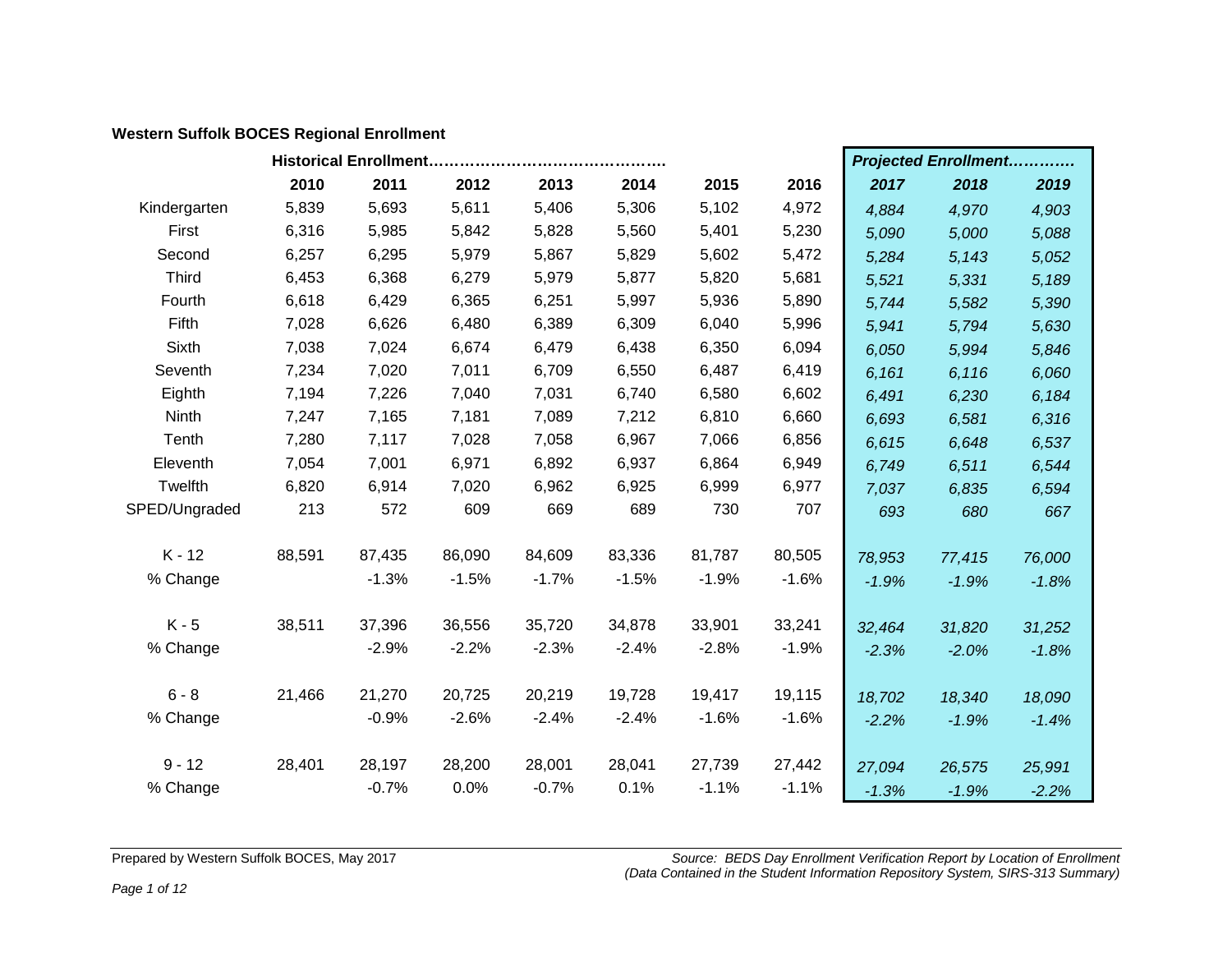**Western Suffolk BOCES Regional Enrollment**

| | Historical Enrollment………………………………………. | | | | | | | *Projected Enrollment…………* | | |
|---|---|---|---|---|---|---|---|---|---|---|
| | **2010** | **2011** | **2012** | **2013** | **2014** | **2015** | **2016** | ***2017*** | ***2018*** | ***2019*** |
| Kindergarten | 5,839 | 5,693 | 5,611 | 5,406 | 5,306 | 5,102 | 4,972 | *4,884* | *4,970* | *4,903* |
| First | 6,316 | 5,985 | 5,842 | 5,828 | 5,560 | 5,401 | 5,230 | *5,090* | *5,000* | *5,088* |
| Second | 6,257 | 6,295 | 5,979 | 5,867 | 5,829 | 5,602 | 5,472 | *5,284* | *5,143* | *5,052* |
| Third | 6,453 | 6,368 | 6,279 | 5,979 | 5,877 | 5,820 | 5,681 | *5,521* | *5,331* | *5,189* |
| Fourth | 6,618 | 6,429 | 6,365 | 6,251 | 5,997 | 5,936 | 5,890 | *5,744* | *5,582* | *5,390* |
| Fifth | 7,028 | 6,626 | 6,480 | 6,389 | 6,309 | 6,040 | 5,996 | *5,941* | *5,794* | *5,630* |
| Sixth | 7,038 | 7,024 | 6,674 | 6,479 | 6,438 | 6,350 | 6,094 | *6,050* | *5,994* | *5,846* |
| Seventh | 7,234 | 7,020 | 7,011 | 6,709 | 6,550 | 6,487 | 6,419 | *6,161* | *6,116* | *6,060* |
| Eighth | 7,194 | 7,226 | 7,040 | 7,031 | 6,740 | 6,580 | 6,602 | *6,491* | *6,230* | *6,184* |
| Ninth | 7,247 | 7,165 | 7,181 | 7,089 | 7,212 | 6,810 | 6,660 | *6,693* | *6,581* | *6,316* |
| Tenth | 7,280 | 7,117 | 7,028 | 7,058 | 6,967 | 7,066 | 6,856 | *6,615* | *6,648* | *6,537* |
| Eleventh | 7,054 | 7,001 | 6,971 | 6,892 | 6,937 | 6,864 | 6,949 | *6,749* | *6,511* | *6,544* |
| Twelfth | 6,820 | 6,914 | 7,020 | 6,962 | 6,925 | 6,999 | 6,977 | *7,037* | *6,835* | *6,594* |
| SPED/Ungraded | 213 | 572 | 609 | 669 | 689 | 730 | 707 | *693* | *680* | *667* |
| | | | | | | | | | | |
| K - 12 | 88,591 | 87,435 | 86,090 | 84,609 | 83,336 | 81,787 | 80,505 | *78,953* | *77,415* | *76,000* |
| % Change | | -1.3% | -1.5% | -1.7% | -1.5% | -1.9% | -1.6% | *-1.9%* | *-1.9%* | *-1.8%* |
| | | | | | | | | | | |
| K - 5 | 38,511 | 37,396 | 36,556 | 35,720 | 34,878 | 33,901 | 33,241 | *32,464* | *31,820* | *31,252* |
| % Change | | -2.9% | -2.2% | -2.3% | -2.4% | -2.8% | -1.9% | *-2.3%* | *-2.0%* | *-1.8%* |
| | | | | | | | | | | |
| 6 - 8 | 21,466 | 21,270 | 20,725 | 20,219 | 19,728 | 19,417 | 19,115 | *18,702* | *18,340* | *18,090* |
| % Change | | -0.9% | -2.6% | -2.4% | -2.4% | -1.6% | -1.6% | *-2.2%* | *-1.9%* | *-1.4%* |
| | | | | | | | | | | |
| 9 - 12 | 28,401 | 28,197 | 28,200 | 28,001 | 28,041 | 27,739 | 27,442 | *27,094* | *26,575* | *25,991* |
| % Change | | -0.7% | 0.0% | -0.7% | 0.1% | -1.1% | -1.1% | *-1.3%* | *-1.9%* | *-2.2%* |

Prepared by Western Suffolk BOCES, May 2017

*Source: BEDS Day Enrollment Verification Report by Location of Enrollment (Data Contained in the Student Information Repository System, SIRS-313 Summary)*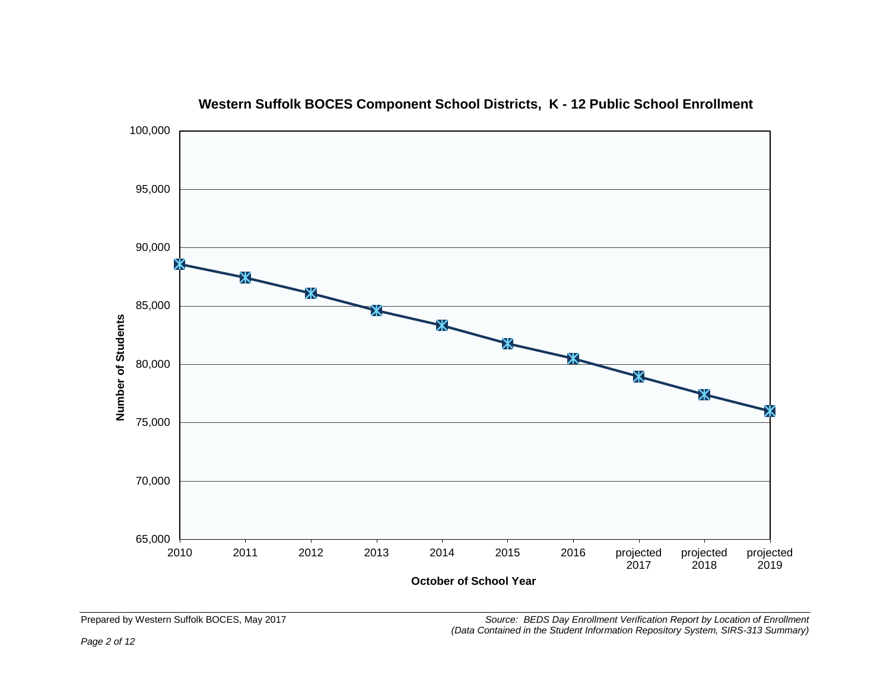**Western Suffolk BOCES Component School Districts, K - 12 Public School Enrollment**

Number of Students

100,000
95,000
90,000
85,000
80,000
75,000
70,000
65,000

2010 2011 2012 2013 2014 2015 2016 projected 2017 projected 2018 projected 2019

**October of School Year**

Prepared by Western Suffolk BOCES, May 2017

*Source: BEDS Day Enrollment Verification Report by Location of Enrollment (Data Contained in the Student Information Repository System, SIRS-313 Summary)*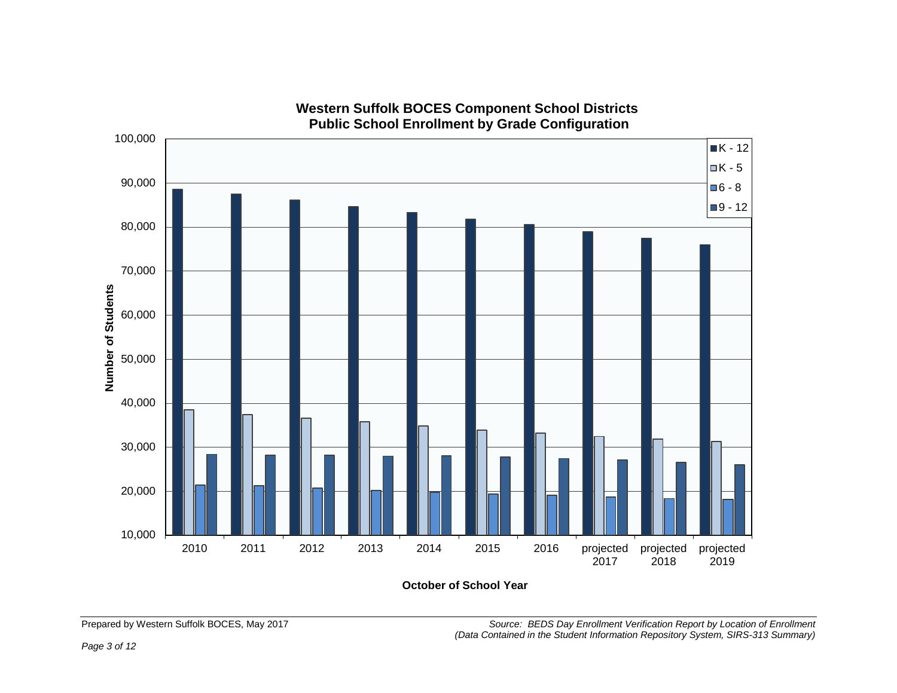**Western Suffolk BOCES Component School Districts**
**Public School Enrollment by Grade Configuration**

Legend: K - 12, K - 5, 6 - 8, 9 - 12

Number of Students (y-axis: 10,000 to 100,000)

October of School Year (x-axis): 2010, 2011, 2012, 2013, 2014, 2015, 2016, projected 2017, projected 2018, projected 2019

Prepared by Western Suffolk BOCES, May 2017

*Source: BEDS Day Enrollment Verification Report by Location of Enrollment (Data Contained in the Student Information Repository System, SIRS-313 Summary)*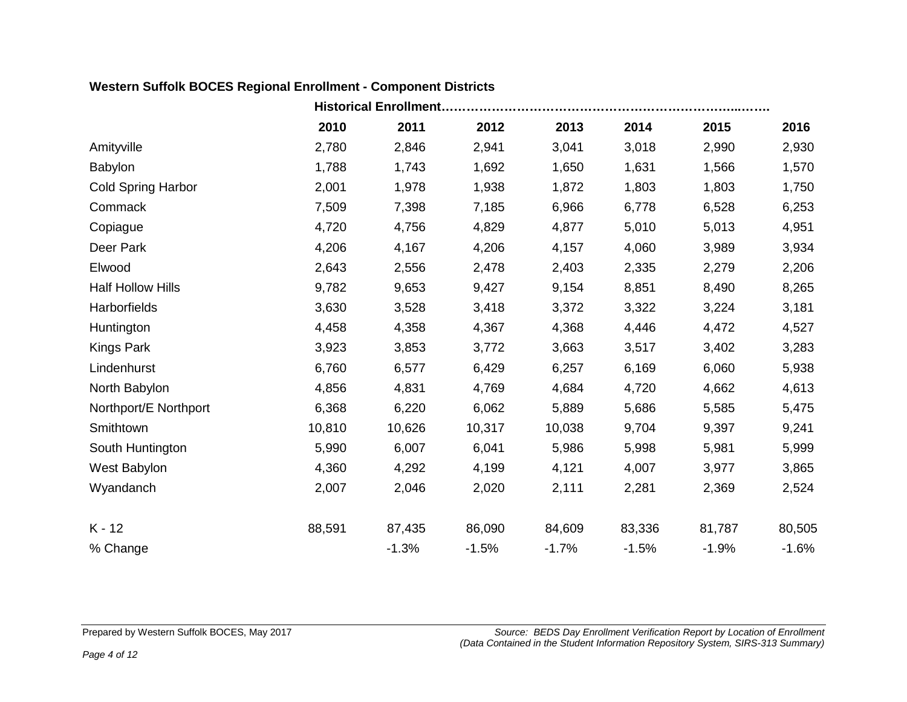**Western Suffolk BOCES Regional Enrollment - Component Districts**

| | Historical Enrollment…… | | | | | | |
|---|---|---|---|---|---|---|---|
| | **2010** | **2011** | **2012** | **2013** | **2014** | **2015** | **2016** |
| Amityville | 2,780 | 2,846 | 2,941 | 3,041 | 3,018 | 2,990 | 2,930 |
| Babylon | 1,788 | 1,743 | 1,692 | 1,650 | 1,631 | 1,566 | 1,570 |
| Cold Spring Harbor | 2,001 | 1,978 | 1,938 | 1,872 | 1,803 | 1,803 | 1,750 |
| Commack | 7,509 | 7,398 | 7,185 | 6,966 | 6,778 | 6,528 | 6,253 |
| Copiague | 4,720 | 4,756 | 4,829 | 4,877 | 5,010 | 5,013 | 4,951 |
| Deer Park | 4,206 | 4,167 | 4,206 | 4,157 | 4,060 | 3,989 | 3,934 |
| Elwood | 2,643 | 2,556 | 2,478 | 2,403 | 2,335 | 2,279 | 2,206 |
| Half Hollow Hills | 9,782 | 9,653 | 9,427 | 9,154 | 8,851 | 8,490 | 8,265 |
| Harborfields | 3,630 | 3,528 | 3,418 | 3,372 | 3,322 | 3,224 | 3,181 |
| Huntington | 4,458 | 4,358 | 4,367 | 4,368 | 4,446 | 4,472 | 4,527 |
| Kings Park | 3,923 | 3,853 | 3,772 | 3,663 | 3,517 | 3,402 | 3,283 |
| Lindenhurst | 6,760 | 6,577 | 6,429 | 6,257 | 6,169 | 6,060 | 5,938 |
| North Babylon | 4,856 | 4,831 | 4,769 | 4,684 | 4,720 | 4,662 | 4,613 |
| Northport/E Northport | 6,368 | 6,220 | 6,062 | 5,889 | 5,686 | 5,585 | 5,475 |
| Smithtown | 10,810 | 10,626 | 10,317 | 10,038 | 9,704 | 9,397 | 9,241 |
| South Huntington | 5,990 | 6,007 | 6,041 | 5,986 | 5,998 | 5,981 | 5,999 |
| West Babylon | 4,360 | 4,292 | 4,199 | 4,121 | 4,007 | 3,977 | 3,865 |
| Wyandanch | 2,007 | 2,046 | 2,020 | 2,111 | 2,281 | 2,369 | 2,524 |
| K - 12 | 88,591 | 87,435 | 86,090 | 84,609 | 83,336 | 81,787 | 80,505 |
| % Change | | -1.3% | -1.5% | -1.7% | -1.5% | -1.9% | -1.6% |

Prepared by Western Suffolk BOCES, May 2017

*Source: BEDS Day Enrollment Verification Report by Location of Enrollment (Data Contained in the Student Information Repository System, SIRS-313 Summary)*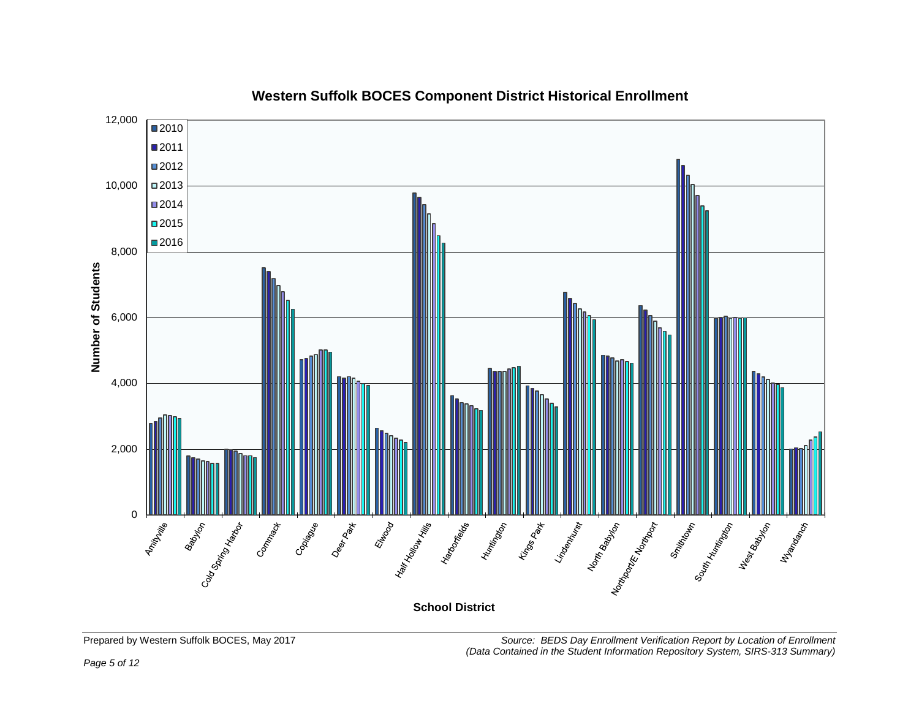# Western Suffolk BOCES Component District Historical Enrollment

Number of Students

School District

Amityville, Babylon, Cold Spring Harbor, Commack, Copiague, Deer Park, Elwood, Half Hollow Hills, Harborfields, Huntington, Kings Park, Lindenhurst, North Babylon, Northport/E Northport, Smithtown, South Huntington, West Babylon, Wyandanch

Legend: 2010, 2011, 2012, 2013, 2014, 2015, 2016

Prepared by Western Suffolk BOCES, May 2017

*Source: BEDS Day Enrollment Verification Report by Location of Enrollment (Data Contained in the Student Information Repository System, SIRS-313 Summary)*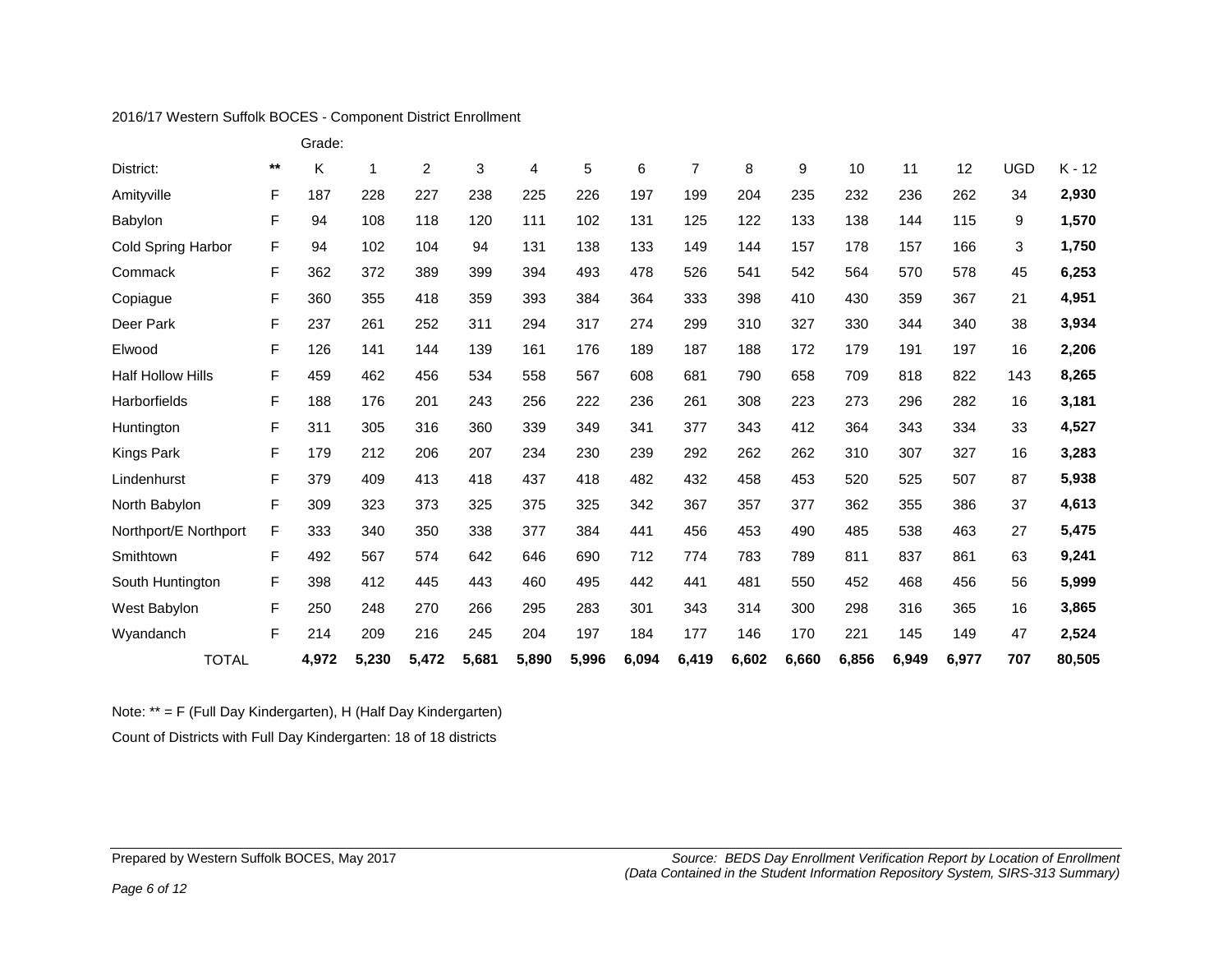2016/17 Western Suffolk BOCES - Component District Enrollment

| District: | ** | K | 1 | 2 | 3 | 4 | 5 | 6 | 7 | 8 | 9 | 10 | 11 | 12 | UGD | K - 12 |
|---|---|---|---|---|---|---|---|---|---|---|---|---|---|---|---|---|
| | | Grade: | | | | | | | | | | | | | | |
| Amityville | F | 187 | 228 | 227 | 238 | 225 | 226 | 197 | 199 | 204 | 235 | 232 | 236 | 262 | 34 | **2,930** |
| Babylon | F | 94 | 108 | 118 | 120 | 111 | 102 | 131 | 125 | 122 | 133 | 138 | 144 | 115 | 9 | **1,570** |
| Cold Spring Harbor | F | 94 | 102 | 104 | 94 | 131 | 138 | 133 | 149 | 144 | 157 | 178 | 157 | 166 | 3 | **1,750** |
| Commack | F | 362 | 372 | 389 | 399 | 394 | 493 | 478 | 526 | 541 | 542 | 564 | 570 | 578 | 45 | **6,253** |
| Copiague | F | 360 | 355 | 418 | 359 | 393 | 384 | 364 | 333 | 398 | 410 | 430 | 359 | 367 | 21 | **4,951** |
| Deer Park | F | 237 | 261 | 252 | 311 | 294 | 317 | 274 | 299 | 310 | 327 | 330 | 344 | 340 | 38 | **3,934** |
| Elwood | F | 126 | 141 | 144 | 139 | 161 | 176 | 189 | 187 | 188 | 172 | 179 | 191 | 197 | 16 | **2,206** |
| Half Hollow Hills | F | 459 | 462 | 456 | 534 | 558 | 567 | 608 | 681 | 790 | 658 | 709 | 818 | 822 | 143 | **8,265** |
| Harborfields | F | 188 | 176 | 201 | 243 | 256 | 222 | 236 | 261 | 308 | 223 | 273 | 296 | 282 | 16 | **3,181** |
| Huntington | F | 311 | 305 | 316 | 360 | 339 | 349 | 341 | 377 | 343 | 412 | 364 | 343 | 334 | 33 | **4,527** |
| Kings Park | F | 179 | 212 | 206 | 207 | 234 | 230 | 239 | 292 | 262 | 262 | 310 | 307 | 327 | 16 | **3,283** |
| Lindenhurst | F | 379 | 409 | 413 | 418 | 437 | 418 | 482 | 432 | 458 | 453 | 520 | 525 | 507 | 87 | **5,938** |
| North Babylon | F | 309 | 323 | 373 | 325 | 375 | 325 | 342 | 367 | 357 | 377 | 362 | 355 | 386 | 37 | **4,613** |
| Northport/E Northport | F | 333 | 340 | 350 | 338 | 377 | 384 | 441 | 456 | 453 | 490 | 485 | 538 | 463 | 27 | **5,475** |
| Smithtown | F | 492 | 567 | 574 | 642 | 646 | 690 | 712 | 774 | 783 | 789 | 811 | 837 | 861 | 63 | **9,241** |
| South Huntington | F | 398 | 412 | 445 | 443 | 460 | 495 | 442 | 441 | 481 | 550 | 452 | 468 | 456 | 56 | **5,999** |
| West Babylon | F | 250 | 248 | 270 | 266 | 295 | 283 | 301 | 343 | 314 | 300 | 298 | 316 | 365 | 16 | **3,865** |
| Wyandanch | F | 214 | 209 | 216 | 245 | 204 | 197 | 184 | 177 | 146 | 170 | 221 | 145 | 149 | 47 | **2,524** |
| TOTAL | | **4,972** | **5,230** | **5,472** | **5,681** | **5,890** | **5,996** | **6,094** | **6,419** | **6,602** | **6,660** | **6,856** | **6,949** | **6,977** | **707** | **80,505** |

Note: ** = F (Full Day Kindergarten), H (Half Day Kindergarten)

Count of Districts with Full Day Kindergarten: 18 of 18 districts

Prepared by Western Suffolk BOCES, May 2017

*Source: BEDS Day Enrollment Verification Report by Location of Enrollment (Data Contained in the Student Information Repository System, SIRS-313 Summary)*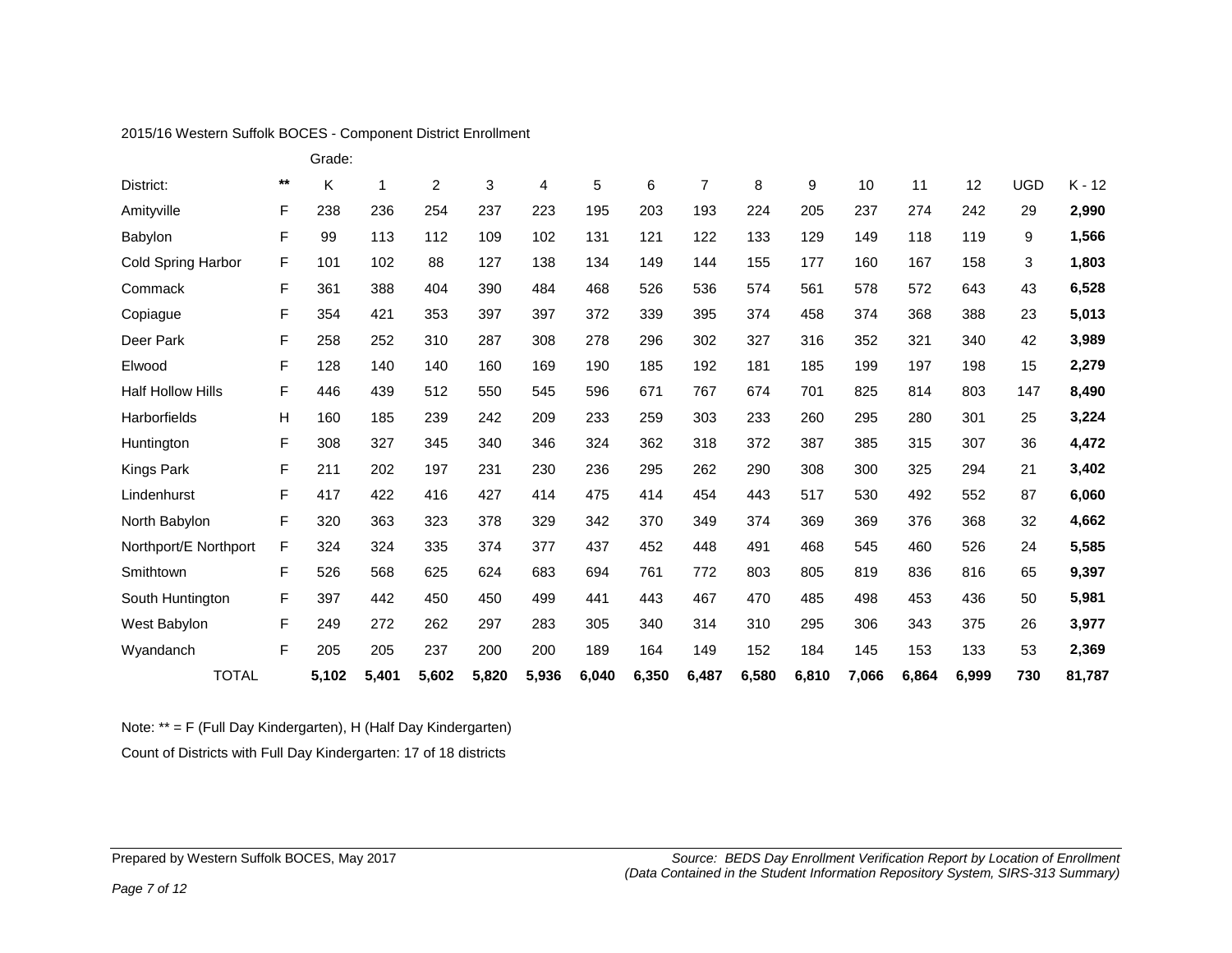2015/16 Western Suffolk BOCES - Component District Enrollment

| District: | ** | K | 1 | 2 | 3 | 4 | 5 | 6 | 7 | 8 | 9 | 10 | 11 | 12 | UGD | K - 12 |
|---|---|---|---|---|---|---|---|---|---|---|---|---|---|---|---|---|
| | | Grade: | | | | | | | | | | | | | | |
| Amityville | F | 238 | 236 | 254 | 237 | 223 | 195 | 203 | 193 | 224 | 205 | 237 | 274 | 242 | 29 | **2,990** |
| Babylon | F | 99 | 113 | 112 | 109 | 102 | 131 | 121 | 122 | 133 | 129 | 149 | 118 | 119 | 9 | **1,566** |
| Cold Spring Harbor | F | 101 | 102 | 88 | 127 | 138 | 134 | 149 | 144 | 155 | 177 | 160 | 167 | 158 | 3 | **1,803** |
| Commack | F | 361 | 388 | 404 | 390 | 484 | 468 | 526 | 536 | 574 | 561 | 578 | 572 | 643 | 43 | **6,528** |
| Copiague | F | 354 | 421 | 353 | 397 | 397 | 372 | 339 | 395 | 374 | 458 | 374 | 368 | 388 | 23 | **5,013** |
| Deer Park | F | 258 | 252 | 310 | 287 | 308 | 278 | 296 | 302 | 327 | 316 | 352 | 321 | 340 | 42 | **3,989** |
| Elwood | F | 128 | 140 | 140 | 160 | 169 | 190 | 185 | 192 | 181 | 185 | 199 | 197 | 198 | 15 | **2,279** |
| Half Hollow Hills | F | 446 | 439 | 512 | 550 | 545 | 596 | 671 | 767 | 674 | 701 | 825 | 814 | 803 | 147 | **8,490** |
| Harborfields | H | 160 | 185 | 239 | 242 | 209 | 233 | 259 | 303 | 233 | 260 | 295 | 280 | 301 | 25 | **3,224** |
| Huntington | F | 308 | 327 | 345 | 340 | 346 | 324 | 362 | 318 | 372 | 387 | 385 | 315 | 307 | 36 | **4,472** |
| Kings Park | F | 211 | 202 | 197 | 231 | 230 | 236 | 295 | 262 | 290 | 308 | 300 | 325 | 294 | 21 | **3,402** |
| Lindenhurst | F | 417 | 422 | 416 | 427 | 414 | 475 | 414 | 454 | 443 | 517 | 530 | 492 | 552 | 87 | **6,060** |
| North Babylon | F | 320 | 363 | 323 | 378 | 329 | 342 | 370 | 349 | 374 | 369 | 369 | 376 | 368 | 32 | **4,662** |
| Northport/E Northport | F | 324 | 324 | 335 | 374 | 377 | 437 | 452 | 448 | 491 | 468 | 545 | 460 | 526 | 24 | **5,585** |
| Smithtown | F | 526 | 568 | 625 | 624 | 683 | 694 | 761 | 772 | 803 | 805 | 819 | 836 | 816 | 65 | **9,397** |
| South Huntington | F | 397 | 442 | 450 | 450 | 499 | 441 | 443 | 467 | 470 | 485 | 498 | 453 | 436 | 50 | **5,981** |
| West Babylon | F | 249 | 272 | 262 | 297 | 283 | 305 | 340 | 314 | 310 | 295 | 306 | 343 | 375 | 26 | **3,977** |
| Wyandanch | F | 205 | 205 | 237 | 200 | 200 | 189 | 164 | 149 | 152 | 184 | 145 | 153 | 133 | 53 | **2,369** |
| TOTAL | | **5,102** | **5,401** | **5,602** | **5,820** | **5,936** | **6,040** | **6,350** | **6,487** | **6,580** | **6,810** | **7,066** | **6,864** | **6,999** | **730** | **81,787** |

Note: ** = F (Full Day Kindergarten), H (Half Day Kindergarten)

Count of Districts with Full Day Kindergarten: 17 of 18 districts

Prepared by Western Suffolk BOCES, May 2017

*Source: BEDS Day Enrollment Verification Report by Location of Enrollment (Data Contained in the Student Information Repository System, SIRS-313 Summary)*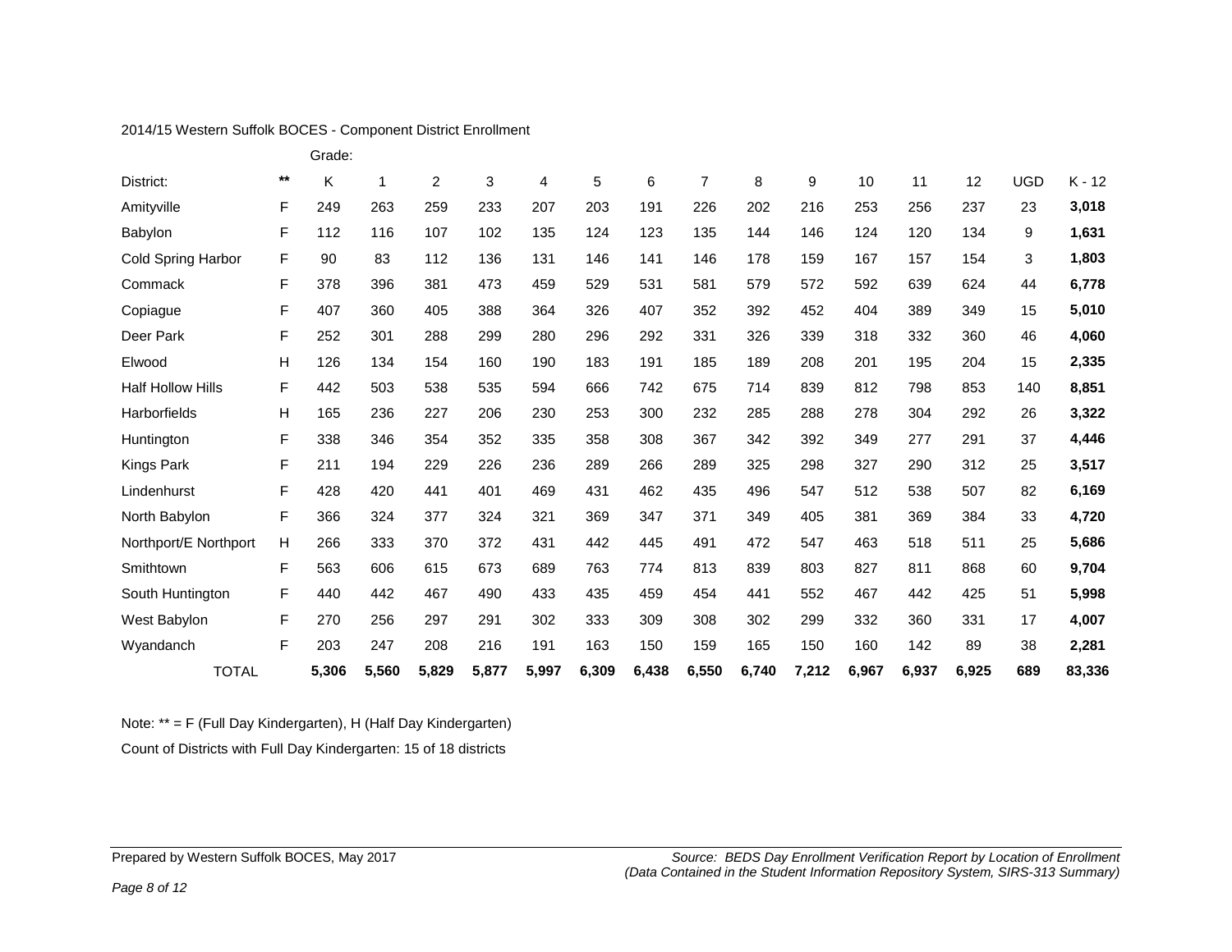2014/15 Western Suffolk BOCES - Component District Enrollment

| District: | ** | K | 1 | 2 | 3 | 4 | 5 | 6 | 7 | 8 | 9 | 10 | 11 | 12 | UGD | K - 12 |
|---|---|---|---|---|---|---|---|---|---|---|---|---|---|---|---|---|
| Amityville | F | 249 | 263 | 259 | 233 | 207 | 203 | 191 | 226 | 202 | 216 | 253 | 256 | 237 | 23 | **3,018** |
| Babylon | F | 112 | 116 | 107 | 102 | 135 | 124 | 123 | 135 | 144 | 146 | 124 | 120 | 134 | 9 | **1,631** |
| Cold Spring Harbor | F | 90 | 83 | 112 | 136 | 131 | 146 | 141 | 146 | 178 | 159 | 167 | 157 | 154 | 3 | **1,803** |
| Commack | F | 378 | 396 | 381 | 473 | 459 | 529 | 531 | 581 | 579 | 572 | 592 | 639 | 624 | 44 | **6,778** |
| Copiague | F | 407 | 360 | 405 | 388 | 364 | 326 | 407 | 352 | 392 | 452 | 404 | 389 | 349 | 15 | **5,010** |
| Deer Park | F | 252 | 301 | 288 | 299 | 280 | 296 | 292 | 331 | 326 | 339 | 318 | 332 | 360 | 46 | **4,060** |
| Elwood | H | 126 | 134 | 154 | 160 | 190 | 183 | 191 | 185 | 189 | 208 | 201 | 195 | 204 | 15 | **2,335** |
| Half Hollow Hills | F | 442 | 503 | 538 | 535 | 594 | 666 | 742 | 675 | 714 | 839 | 812 | 798 | 853 | 140 | **8,851** |
| Harborfields | H | 165 | 236 | 227 | 206 | 230 | 253 | 300 | 232 | 285 | 288 | 278 | 304 | 292 | 26 | **3,322** |
| Huntington | F | 338 | 346 | 354 | 352 | 335 | 358 | 308 | 367 | 342 | 392 | 349 | 277 | 291 | 37 | **4,446** |
| Kings Park | F | 211 | 194 | 229 | 226 | 236 | 289 | 266 | 289 | 325 | 298 | 327 | 290 | 312 | 25 | **3,517** |
| Lindenhurst | F | 428 | 420 | 441 | 401 | 469 | 431 | 462 | 435 | 496 | 547 | 512 | 538 | 507 | 82 | **6,169** |
| North Babylon | F | 366 | 324 | 377 | 324 | 321 | 369 | 347 | 371 | 349 | 405 | 381 | 369 | 384 | 33 | **4,720** |
| Northport/E Northport | H | 266 | 333 | 370 | 372 | 431 | 442 | 445 | 491 | 472 | 547 | 463 | 518 | 511 | 25 | **5,686** |
| Smithtown | F | 563 | 606 | 615 | 673 | 689 | 763 | 774 | 813 | 839 | 803 | 827 | 811 | 868 | 60 | **9,704** |
| South Huntington | F | 440 | 442 | 467 | 490 | 433 | 435 | 459 | 454 | 441 | 552 | 467 | 442 | 425 | 51 | **5,998** |
| West Babylon | F | 270 | 256 | 297 | 291 | 302 | 333 | 309 | 308 | 302 | 299 | 332 | 360 | 331 | 17 | **4,007** |
| Wyandanch | F | 203 | 247 | 208 | 216 | 191 | 163 | 150 | 159 | 165 | 150 | 160 | 142 | 89 | 38 | **2,281** |
| TOTAL | | **5,306** | **5,560** | **5,829** | **5,877** | **5,997** | **6,309** | **6,438** | **6,550** | **6,740** | **7,212** | **6,967** | **6,937** | **6,925** | **689** | **83,336** |

Note: ** = F (Full Day Kindergarten), H (Half Day Kindergarten)

Count of Districts with Full Day Kindergarten: 15 of 18 districts

Prepared by Western Suffolk BOCES, May 2017

*Source: BEDS Day Enrollment Verification Report by Location of Enrollment (Data Contained in the Student Information Repository System, SIRS-313 Summary)*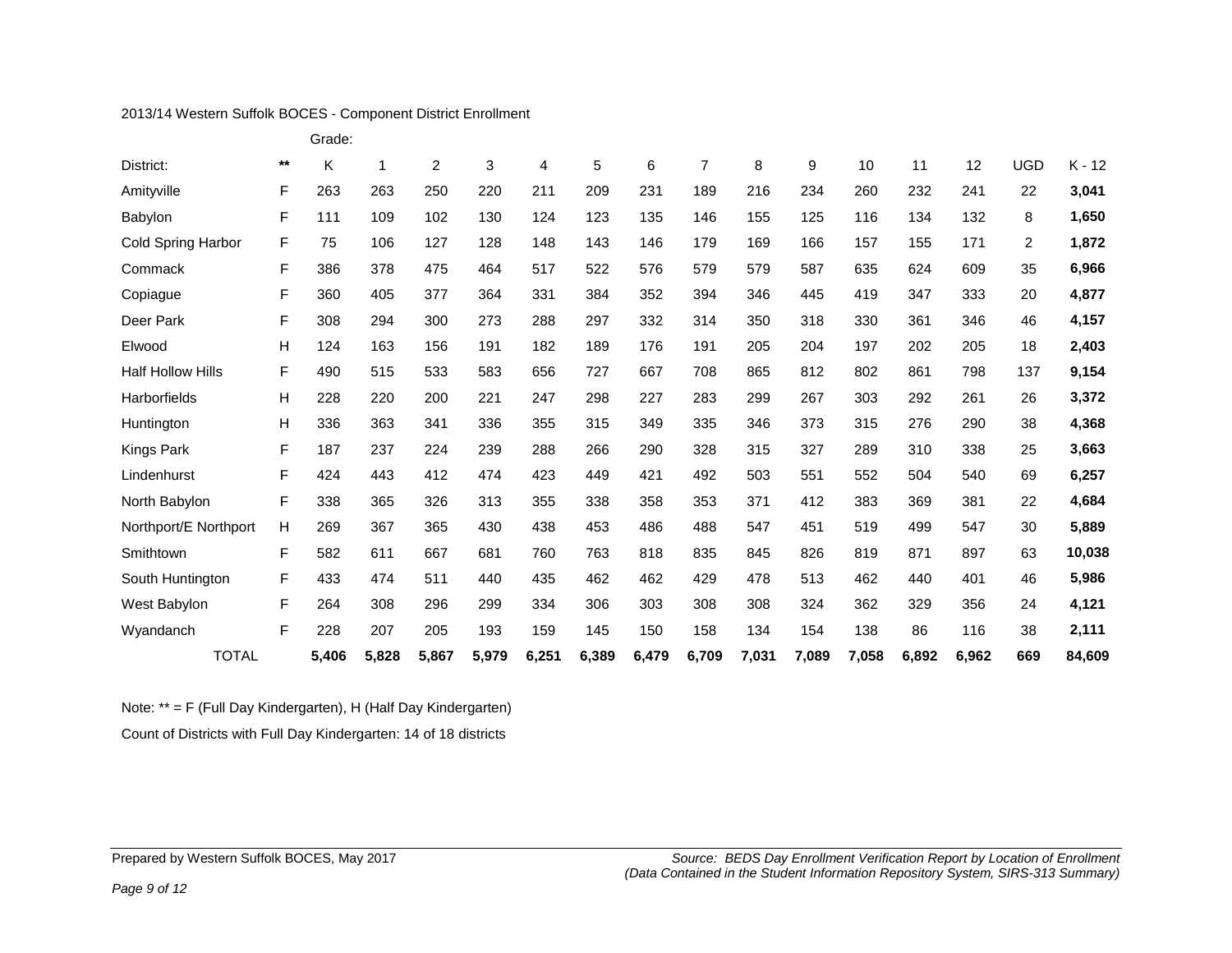2013/14 Western Suffolk BOCES - Component District Enrollment

| District: | ** | K | 1 | 2 | 3 | 4 | 5 | 6 | 7 | 8 | 9 | 10 | 11 | 12 | UGD | K - 12 |
|---|---|---|---|---|---|---|---|---|---|---|---|---|---|---|---|---|
| | | Grade: | | | | | | | | | | | | | | |
| Amityville | F | 263 | 263 | 250 | 220 | 211 | 209 | 231 | 189 | 216 | 234 | 260 | 232 | 241 | 22 | **3,041** |
| Babylon | F | 111 | 109 | 102 | 130 | 124 | 123 | 135 | 146 | 155 | 125 | 116 | 134 | 132 | 8 | **1,650** |
| Cold Spring Harbor | F | 75 | 106 | 127 | 128 | 148 | 143 | 146 | 179 | 169 | 166 | 157 | 155 | 171 | 2 | **1,872** |
| Commack | F | 386 | 378 | 475 | 464 | 517 | 522 | 576 | 579 | 579 | 587 | 635 | 624 | 609 | 35 | **6,966** |
| Copiague | F | 360 | 405 | 377 | 364 | 331 | 384 | 352 | 394 | 346 | 445 | 419 | 347 | 333 | 20 | **4,877** |
| Deer Park | F | 308 | 294 | 300 | 273 | 288 | 297 | 332 | 314 | 350 | 318 | 330 | 361 | 346 | 46 | **4,157** |
| Elwood | H | 124 | 163 | 156 | 191 | 182 | 189 | 176 | 191 | 205 | 204 | 197 | 202 | 205 | 18 | **2,403** |
| Half Hollow Hills | F | 490 | 515 | 533 | 583 | 656 | 727 | 667 | 708 | 865 | 812 | 802 | 861 | 798 | 137 | **9,154** |
| Harborfields | H | 228 | 220 | 200 | 221 | 247 | 298 | 227 | 283 | 299 | 267 | 303 | 292 | 261 | 26 | **3,372** |
| Huntington | H | 336 | 363 | 341 | 336 | 355 | 315 | 349 | 335 | 346 | 373 | 315 | 276 | 290 | 38 | **4,368** |
| Kings Park | F | 187 | 237 | 224 | 239 | 288 | 266 | 290 | 328 | 315 | 327 | 289 | 310 | 338 | 25 | **3,663** |
| Lindenhurst | F | 424 | 443 | 412 | 474 | 423 | 449 | 421 | 492 | 503 | 551 | 552 | 504 | 540 | 69 | **6,257** |
| North Babylon | F | 338 | 365 | 326 | 313 | 355 | 338 | 358 | 353 | 371 | 412 | 383 | 369 | 381 | 22 | **4,684** |
| Northport/E Northport | H | 269 | 367 | 365 | 430 | 438 | 453 | 486 | 488 | 547 | 451 | 519 | 499 | 547 | 30 | **5,889** |
| Smithtown | F | 582 | 611 | 667 | 681 | 760 | 763 | 818 | 835 | 845 | 826 | 819 | 871 | 897 | 63 | **10,038** |
| South Huntington | F | 433 | 474 | 511 | 440 | 435 | 462 | 462 | 429 | 478 | 513 | 462 | 440 | 401 | 46 | **5,986** |
| West Babylon | F | 264 | 308 | 296 | 299 | 334 | 306 | 303 | 308 | 308 | 324 | 362 | 329 | 356 | 24 | **4,121** |
| Wyandanch | F | 228 | 207 | 205 | 193 | 159 | 145 | 150 | 158 | 134 | 154 | 138 | 86 | 116 | 38 | **2,111** |
| TOTAL | | **5,406** | **5,828** | **5,867** | **5,979** | **6,251** | **6,389** | **6,479** | **6,709** | **7,031** | **7,089** | **7,058** | **6,892** | **6,962** | **669** | **84,609** |

Note: ** = F (Full Day Kindergarten), H (Half Day Kindergarten)

Count of Districts with Full Day Kindergarten: 14 of 18 districts

Prepared by Western Suffolk BOCES, May 2017

*Source: BEDS Day Enrollment Verification Report by Location of Enrollment (Data Contained in the Student Information Repository System, SIRS-313 Summary)*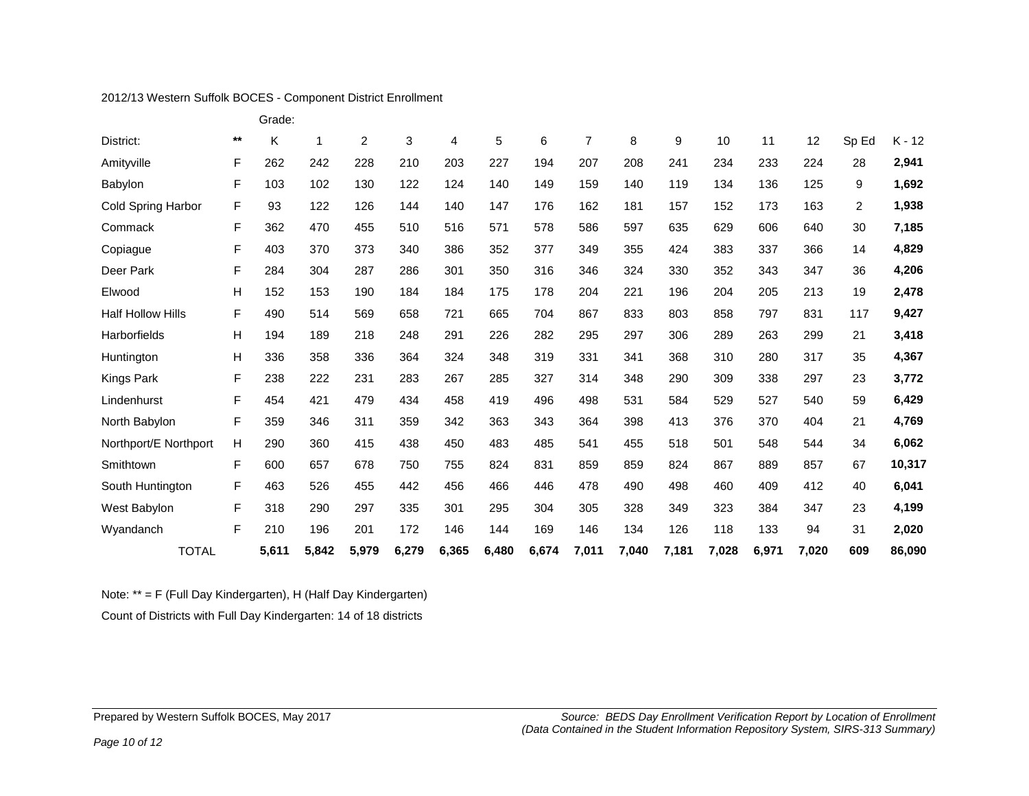2012/13 Western Suffolk BOCES - Component District Enrollment

| District: | ** | K | 1 | 2 | 3 | 4 | 5 | 6 | 7 | 8 | 9 | 10 | 11 | 12 | Sp Ed | K - 12 |
|---|---|---|---|---|---|---|---|---|---|---|---|---|---|---|---|---|
| Amityville | F | 262 | 242 | 228 | 210 | 203 | 227 | 194 | 207 | 208 | 241 | 234 | 233 | 224 | 28 | **2,941** |
| Babylon | F | 103 | 102 | 130 | 122 | 124 | 140 | 149 | 159 | 140 | 119 | 134 | 136 | 125 | 9 | **1,692** |
| Cold Spring Harbor | F | 93 | 122 | 126 | 144 | 140 | 147 | 176 | 162 | 181 | 157 | 152 | 173 | 163 | 2 | **1,938** |
| Commack | F | 362 | 470 | 455 | 510 | 516 | 571 | 578 | 586 | 597 | 635 | 629 | 606 | 640 | 30 | **7,185** |
| Copiague | F | 403 | 370 | 373 | 340 | 386 | 352 | 377 | 349 | 355 | 424 | 383 | 337 | 366 | 14 | **4,829** |
| Deer Park | F | 284 | 304 | 287 | 286 | 301 | 350 | 316 | 346 | 324 | 330 | 352 | 343 | 347 | 36 | **4,206** |
| Elwood | H | 152 | 153 | 190 | 184 | 184 | 175 | 178 | 204 | 221 | 196 | 204 | 205 | 213 | 19 | **2,478** |
| Half Hollow Hills | F | 490 | 514 | 569 | 658 | 721 | 665 | 704 | 867 | 833 | 803 | 858 | 797 | 831 | 117 | **9,427** |
| Harborfields | H | 194 | 189 | 218 | 248 | 291 | 226 | 282 | 295 | 297 | 306 | 289 | 263 | 299 | 21 | **3,418** |
| Huntington | H | 336 | 358 | 336 | 364 | 324 | 348 | 319 | 331 | 341 | 368 | 310 | 280 | 317 | 35 | **4,367** |
| Kings Park | F | 238 | 222 | 231 | 283 | 267 | 285 | 327 | 314 | 348 | 290 | 309 | 338 | 297 | 23 | **3,772** |
| Lindenhurst | F | 454 | 421 | 479 | 434 | 458 | 419 | 496 | 498 | 531 | 584 | 529 | 527 | 540 | 59 | **6,429** |
| North Babylon | F | 359 | 346 | 311 | 359 | 342 | 363 | 343 | 364 | 398 | 413 | 376 | 370 | 404 | 21 | **4,769** |
| Northport/E Northport | H | 290 | 360 | 415 | 438 | 450 | 483 | 485 | 541 | 455 | 518 | 501 | 548 | 544 | 34 | **6,062** |
| Smithtown | F | 600 | 657 | 678 | 750 | 755 | 824 | 831 | 859 | 859 | 824 | 867 | 889 | 857 | 67 | **10,317** |
| South Huntington | F | 463 | 526 | 455 | 442 | 456 | 466 | 446 | 478 | 490 | 498 | 460 | 409 | 412 | 40 | **6,041** |
| West Babylon | F | 318 | 290 | 297 | 335 | 301 | 295 | 304 | 305 | 328 | 349 | 323 | 384 | 347 | 23 | **4,199** |
| Wyandanch | F | 210 | 196 | 201 | 172 | 146 | 144 | 169 | 146 | 134 | 126 | 118 | 133 | 94 | 31 | **2,020** |
| TOTAL | | **5,611** | **5,842** | **5,979** | **6,279** | **6,365** | **6,480** | **6,674** | **7,011** | **7,040** | **7,181** | **7,028** | **6,971** | **7,020** | **609** | **86,090** |

Note: ** = F (Full Day Kindergarten), H (Half Day Kindergarten)

Count of Districts with Full Day Kindergarten: 14 of 18 districts

Prepared by Western Suffolk BOCES, May 2017

*Source: BEDS Day Enrollment Verification Report by Location of Enrollment (Data Contained in the Student Information Repository System, SIRS-313 Summary)*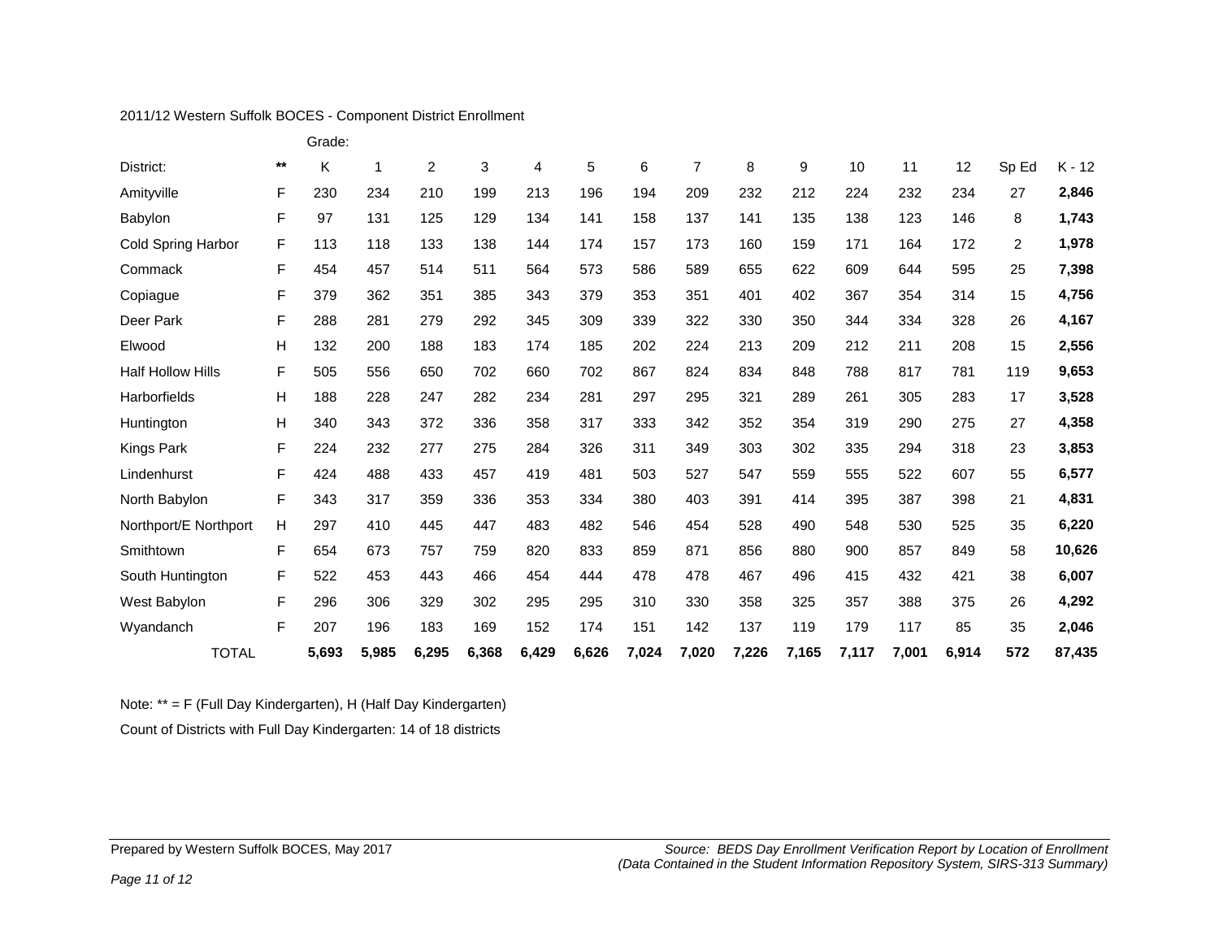2011/12 Western Suffolk BOCES - Component District Enrollment

| District: | ** | K | 1 | 2 | 3 | 4 | 5 | 6 | 7 | 8 | 9 | 10 | 11 | 12 | Sp Ed | K - 12 |
|---|---|---|---|---|---|---|---|---|---|---|---|---|---|---|---|---|
| Amityville | F | 230 | 234 | 210 | 199 | 213 | 196 | 194 | 209 | 232 | 212 | 224 | 232 | 234 | 27 | **2,846** |
| Babylon | F | 97 | 131 | 125 | 129 | 134 | 141 | 158 | 137 | 141 | 135 | 138 | 123 | 146 | 8 | **1,743** |
| Cold Spring Harbor | F | 113 | 118 | 133 | 138 | 144 | 174 | 157 | 173 | 160 | 159 | 171 | 164 | 172 | 2 | **1,978** |
| Commack | F | 454 | 457 | 514 | 511 | 564 | 573 | 586 | 589 | 655 | 622 | 609 | 644 | 595 | 25 | **7,398** |
| Copiague | F | 379 | 362 | 351 | 385 | 343 | 379 | 353 | 351 | 401 | 402 | 367 | 354 | 314 | 15 | **4,756** |
| Deer Park | F | 288 | 281 | 279 | 292 | 345 | 309 | 339 | 322 | 330 | 350 | 344 | 334 | 328 | 26 | **4,167** |
| Elwood | H | 132 | 200 | 188 | 183 | 174 | 185 | 202 | 224 | 213 | 209 | 212 | 211 | 208 | 15 | **2,556** |
| Half Hollow Hills | F | 505 | 556 | 650 | 702 | 660 | 702 | 867 | 824 | 834 | 848 | 788 | 817 | 781 | 119 | **9,653** |
| Harborfields | H | 188 | 228 | 247 | 282 | 234 | 281 | 297 | 295 | 321 | 289 | 261 | 305 | 283 | 17 | **3,528** |
| Huntington | H | 340 | 343 | 372 | 336 | 358 | 317 | 333 | 342 | 352 | 354 | 319 | 290 | 275 | 27 | **4,358** |
| Kings Park | F | 224 | 232 | 277 | 275 | 284 | 326 | 311 | 349 | 303 | 302 | 335 | 294 | 318 | 23 | **3,853** |
| Lindenhurst | F | 424 | 488 | 433 | 457 | 419 | 481 | 503 | 527 | 547 | 559 | 555 | 522 | 607 | 55 | **6,577** |
| North Babylon | F | 343 | 317 | 359 | 336 | 353 | 334 | 380 | 403 | 391 | 414 | 395 | 387 | 398 | 21 | **4,831** |
| Northport/E Northport | H | 297 | 410 | 445 | 447 | 483 | 482 | 546 | 454 | 528 | 490 | 548 | 530 | 525 | 35 | **6,220** |
| Smithtown | F | 654 | 673 | 757 | 759 | 820 | 833 | 859 | 871 | 856 | 880 | 900 | 857 | 849 | 58 | **10,626** |
| South Huntington | F | 522 | 453 | 443 | 466 | 454 | 444 | 478 | 478 | 467 | 496 | 415 | 432 | 421 | 38 | **6,007** |
| West Babylon | F | 296 | 306 | 329 | 302 | 295 | 295 | 310 | 330 | 358 | 325 | 357 | 388 | 375 | 26 | **4,292** |
| Wyandanch | F | 207 | 196 | 183 | 169 | 152 | 174 | 151 | 142 | 137 | 119 | 179 | 117 | 85 | 35 | **2,046** |
| TOTAL | | **5,693** | **5,985** | **6,295** | **6,368** | **6,429** | **6,626** | **7,024** | **7,020** | **7,226** | **7,165** | **7,117** | **7,001** | **6,914** | **572** | **87,435** |

Note: ** = F (Full Day Kindergarten), H (Half Day Kindergarten)

Count of Districts with Full Day Kindergarten: 14 of 18 districts

Prepared by Western Suffolk BOCES, May 2017

*Source: BEDS Day Enrollment Verification Report by Location of Enrollment (Data Contained in the Student Information Repository System, SIRS-313 Summary)*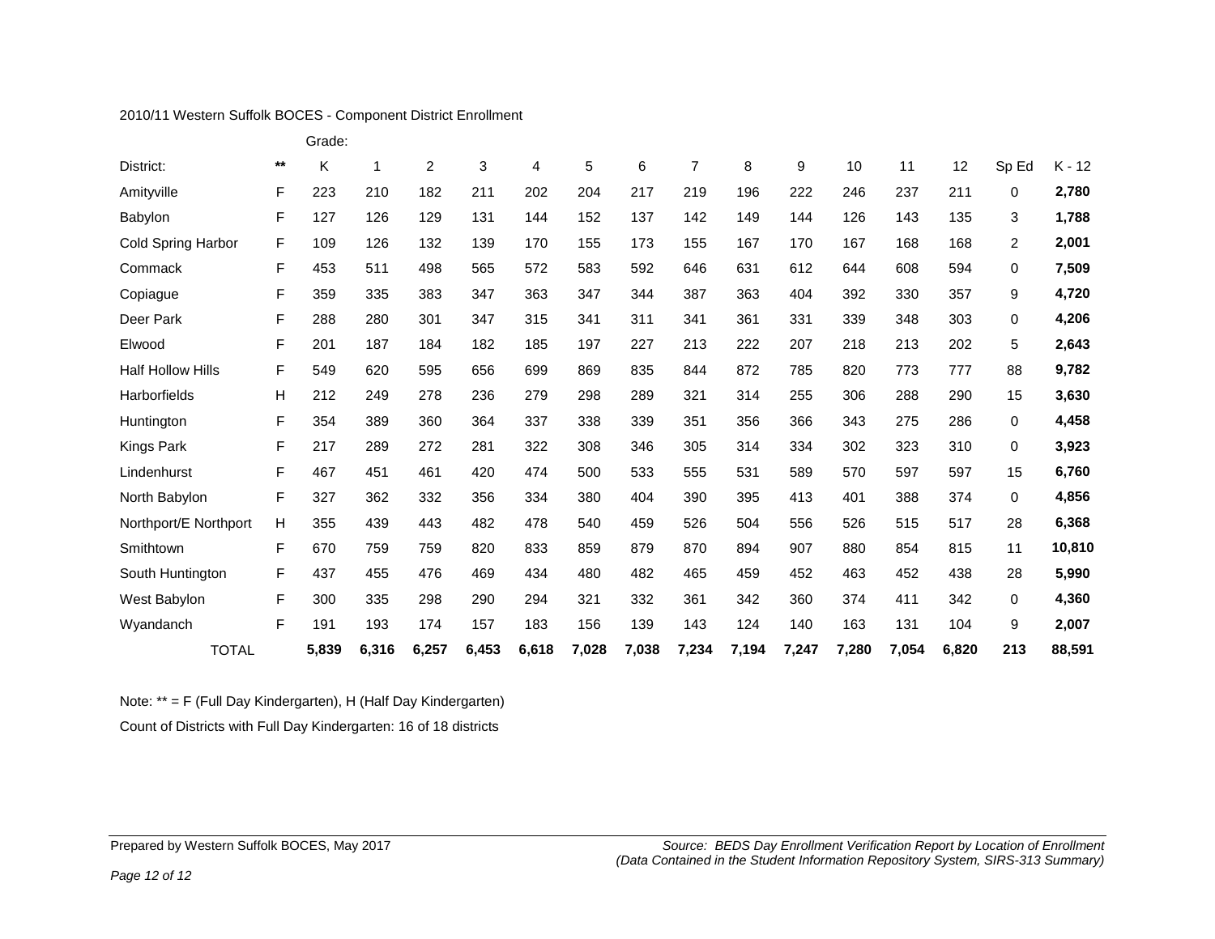2010/11 Western Suffolk BOCES - Component District Enrollment

| District: | ** | K | 1 | 2 | 3 | 4 | 5 | 6 | 7 | 8 | 9 | 10 | 11 | 12 | Sp Ed | K - 12 |
|---|---|---|---|---|---|---|---|---|---|---|---|---|---|---|---|---|
| Amityville | F | 223 | 210 | 182 | 211 | 202 | 204 | 217 | 219 | 196 | 222 | 246 | 237 | 211 | 0 | **2,780** |
| Babylon | F | 127 | 126 | 129 | 131 | 144 | 152 | 137 | 142 | 149 | 144 | 126 | 143 | 135 | 3 | **1,788** |
| Cold Spring Harbor | F | 109 | 126 | 132 | 139 | 170 | 155 | 173 | 155 | 167 | 170 | 167 | 168 | 168 | 2 | **2,001** |
| Commack | F | 453 | 511 | 498 | 565 | 572 | 583 | 592 | 646 | 631 | 612 | 644 | 608 | 594 | 0 | **7,509** |
| Copiague | F | 359 | 335 | 383 | 347 | 363 | 347 | 344 | 387 | 363 | 404 | 392 | 330 | 357 | 9 | **4,720** |
| Deer Park | F | 288 | 280 | 301 | 347 | 315 | 341 | 311 | 341 | 361 | 331 | 339 | 348 | 303 | 0 | **4,206** |
| Elwood | F | 201 | 187 | 184 | 182 | 185 | 197 | 227 | 213 | 222 | 207 | 218 | 213 | 202 | 5 | **2,643** |
| Half Hollow Hills | F | 549 | 620 | 595 | 656 | 699 | 869 | 835 | 844 | 872 | 785 | 820 | 773 | 777 | 88 | **9,782** |
| Harborfields | H | 212 | 249 | 278 | 236 | 279 | 298 | 289 | 321 | 314 | 255 | 306 | 288 | 290 | 15 | **3,630** |
| Huntington | F | 354 | 389 | 360 | 364 | 337 | 338 | 339 | 351 | 356 | 366 | 343 | 275 | 286 | 0 | **4,458** |
| Kings Park | F | 217 | 289 | 272 | 281 | 322 | 308 | 346 | 305 | 314 | 334 | 302 | 323 | 310 | 0 | **3,923** |
| Lindenhurst | F | 467 | 451 | 461 | 420 | 474 | 500 | 533 | 555 | 531 | 589 | 570 | 597 | 597 | 15 | **6,760** |
| North Babylon | F | 327 | 362 | 332 | 356 | 334 | 380 | 404 | 390 | 395 | 413 | 401 | 388 | 374 | 0 | **4,856** |
| Northport/E Northport | H | 355 | 439 | 443 | 482 | 478 | 540 | 459 | 526 | 504 | 556 | 526 | 515 | 517 | 28 | **6,368** |
| Smithtown | F | 670 | 759 | 759 | 820 | 833 | 859 | 879 | 870 | 894 | 907 | 880 | 854 | 815 | 11 | **10,810** |
| South Huntington | F | 437 | 455 | 476 | 469 | 434 | 480 | 482 | 465 | 459 | 452 | 463 | 452 | 438 | 28 | **5,990** |
| West Babylon | F | 300 | 335 | 298 | 290 | 294 | 321 | 332 | 361 | 342 | 360 | 374 | 411 | 342 | 0 | **4,360** |
| Wyandanch | F | 191 | 193 | 174 | 157 | 183 | 156 | 139 | 143 | 124 | 140 | 163 | 131 | 104 | 9 | **2,007** |
| TOTAL | | **5,839** | **6,316** | **6,257** | **6,453** | **6,618** | **7,028** | **7,038** | **7,234** | **7,194** | **7,247** | **7,280** | **7,054** | **6,820** | **213** | **88,591** |

Note: ** = F (Full Day Kindergarten), H (Half Day Kindergarten)

Count of Districts with Full Day Kindergarten: 16 of 18 districts

Prepared by Western Suffolk BOCES, May 2017

*Source: BEDS Day Enrollment Verification Report by Location of Enrollment (Data Contained in the Student Information Repository System, SIRS-313 Summary)*